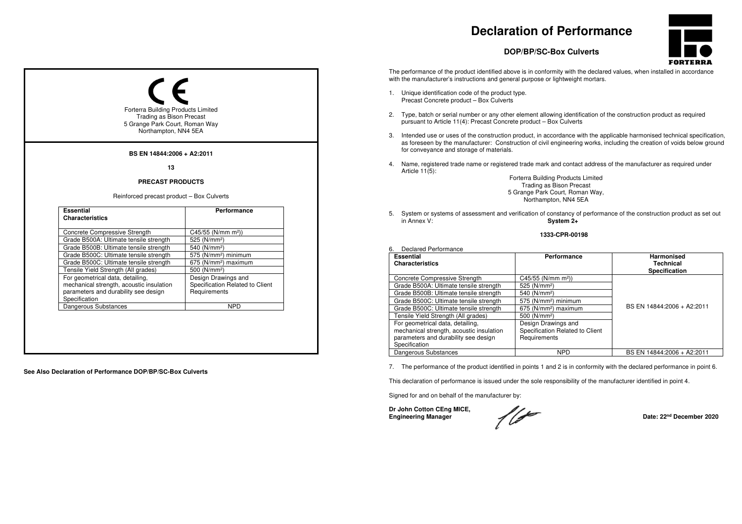CE

Forterra Building Products Limited
Trading as Bison Precast
5 Grange Park Court, Roman Way
Northampton, NN4 5EA

**BS EN 14844:2006 + A2:2011**

**13**

**PRECAST PRODUCTS**

Reinforced precast product – Box Culverts

| **Essential Characteristics** | **Performance** |
|---|---|
| Concrete Compressive Strength | C45/55 (N/mm m²)) |
| Grade B500A: Ultimate tensile strength | 525 (N/mm²) |
| Grade B500B: Ultimate tensile strength | 540 (N/mm²) |
| Grade B500C: Ultimate tensile strength | 575 (N/mm²) minimum |
| Grade B500C: Ultimate tensile strength | 675 (N/mm²) maximum |
| Tensile Yield Strength (All grades) | 500 (N/mm²) |
| For geometrical data, detailing, mechanical strength, acoustic insulation parameters and durability see design Specification | Design Drawings and Specification Related to Client Requirements |
| Dangerous Substances | NPD |

**See Also Declaration of Performance DOP/BP/SC-Box Culverts**

# Declaration of Performance

## DOP/BP/SC-Box Culverts

FORTERRA

The performance of the product identified above is in conformity with the declared values, when installed in accordance with the manufacturer's instructions and general purpose or lightweight mortars.

1. Unique identification code of the product type.
   Precast Concrete product – Box Culverts

2. Type, batch or serial number or any other element allowing identification of the construction product as required pursuant to Article 11(4): Precast Concrete product – Box Culverts

3. Intended use or uses of the construction product, in accordance with the applicable harmonised technical specification, as foreseen by the manufacturer: Construction of civil engineering works, including the creation of voids below ground for conveyance and storage of materials.

4. Name, registered trade name or registered trade mark and contact address of the manufacturer as required under Article 11(5):

   Forterra Building Products Limited
   Trading as Bison Precast
   5 Grange Park Court, Roman Way,
   Northampton, NN4 5EA

5. System or systems of assessment and verification of constancy of performance of the construction product as set out in Annex V: **System 2+**

   **1333-CPR-00198**

6. Declared Performance

| **Essential Characteristics** | **Performance** | **Harmonised Technical Specification** |
|---|---|---|
| Concrete Compressive Strength | C45/55 (N/mm m²)) | BS EN 14844:2006 + A2:2011 |
| Grade B500A: Ultimate tensile strength | 525 (N/mm²) | |
| Grade B500B: Ultimate tensile strength | 540 (N/mm²) | |
| Grade B500C: Ultimate tensile strength | 575 (N/mm²) minimum | |
| Grade B500C: Ultimate tensile strength | 675 (N/mm²) maximum | |
| Tensile Yield Strength (All grades) | 500 (N/mm²) | |
| For geometrical data, detailing, mechanical strength, acoustic insulation parameters and durability see design Specification | Design Drawings and Specification Related to Client Requirements | |
| Dangerous Substances | NPD | BS EN 14844:2006 + A2:2011 |

7. The performance of the product identified in points 1 and 2 is in conformity with the declared performance in point 6.

This declaration of performance is issued under the sole responsibility of the manufacturer identified in point 4.

Signed for and on behalf of the manufacturer by:

**Dr John Cotton CEng MICE,**
**Engineering Manager**

**Date: 22nd December 2020**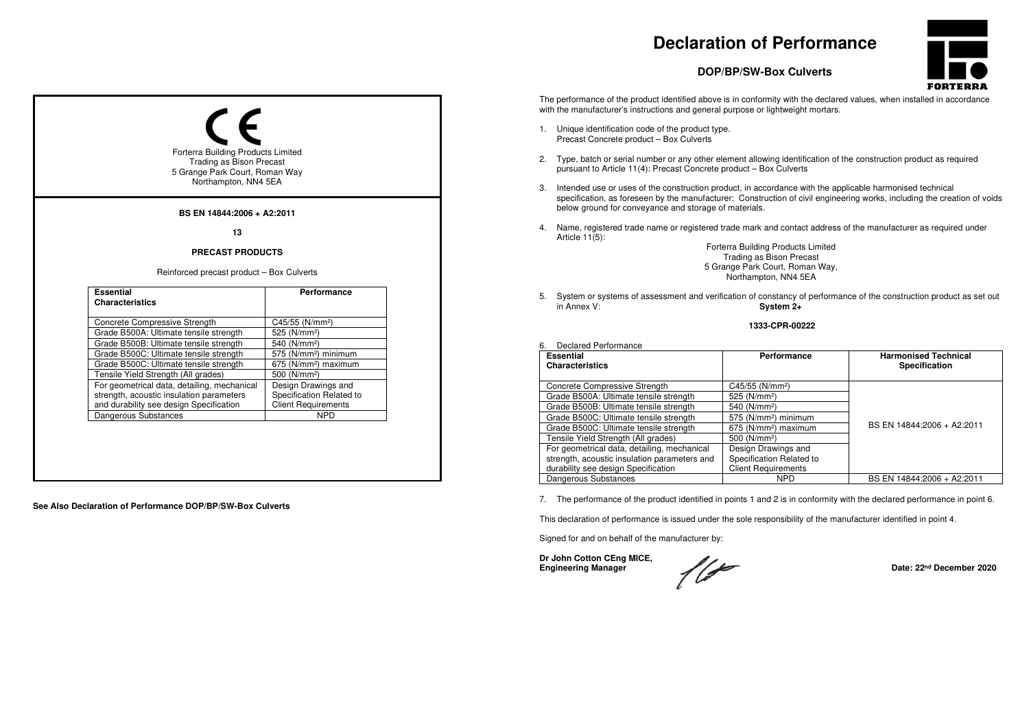CE

Forterra Building Products Limited
Trading as Bison Precast
5 Grange Park Court, Roman Way
Northampton, NN4 5EA

**BS EN 14844:2006 + A2:2011**

**13**

**PRECAST PRODUCTS**

Reinforced precast product – Box Culverts

| Essential Characteristics | Performance |
|---|---|
| Concrete Compressive Strength | C45/55 (N/mm²) |
| Grade B500A: Ultimate tensile strength | 525 (N/mm²) |
| Grade B500B: Ultimate tensile strength | 540 (N/mm²) |
| Grade B500C: Ultimate tensile strength | 575 (N/mm²) minimum |
| Grade B500C: Ultimate tensile strength | 675 (N/mm²) maximum |
| Tensile Yield Strength (All grades) | 500 (N/mm²) |
| For geometrical data, detailing, mechanical strength, acoustic insulation parameters and durability see design Specification | Design Drawings and Specification Related to Client Requirements |
| Dangerous Substances | NPD |

**See Also Declaration of Performance DOP/BP/SW-Box Culverts**

# Declaration of Performance

FORTERRA

## DOP/BP/SW-Box Culverts

The performance of the product identified above is in conformity with the declared values, when installed in accordance with the manufacturer's instructions and general purpose or lightweight mortars.

1. Unique identification code of the product type.
   Precast Concrete product – Box Culverts

2. Type, batch or serial number or any other element allowing identification of the construction product as required pursuant to Article 11(4): Precast Concrete product – Box Culverts

3. Intended use or uses of the construction product, in accordance with the applicable harmonised technical specification, as foreseen by the manufacturer: Construction of civil engineering works, including the creation of voids below ground for conveyance and storage of materials.

4. Name, registered trade name or registered trade mark and contact address of the manufacturer as required under Article 11(5):

   Forterra Building Products Limited
   Trading as Bison Precast
   5 Grange Park Court, Roman Way,
   Northampton, NN4 5EA

5. System or systems of assessment and verification of constancy of performance of the construction product as set out in Annex V: **System 2+**

   **1333-CPR-00222**

6. Declared Performance

| Essential Characteristics | Performance | Harmonised Technical Specification |
|---|---|---|
| Concrete Compressive Strength | C45/55 (N/mm²) | BS EN 14844:2006 + A2:2011 |
| Grade B500A: Ultimate tensile strength | 525 (N/mm²) | |
| Grade B500B: Ultimate tensile strength | 540 (N/mm²) | |
| Grade B500C: Ultimate tensile strength | 575 (N/mm²) minimum | |
| Grade B500C: Ultimate tensile strength | 675 (N/mm²) maximum | |
| Tensile Yield Strength (All grades) | 500 (N/mm²) | |
| For geometrical data, detailing, mechanical strength, acoustic insulation parameters and durability see design Specification | Design Drawings and Specification Related to Client Requirements | |
| Dangerous Substances | NPD | BS EN 14844:2006 + A2:2011 |

7. The performance of the product identified in points 1 and 2 is in conformity with the declared performance in point 6.

This declaration of performance is issued under the sole responsibility of the manufacturer identified in point 4.

Signed for and on behalf of the manufacturer by:

**Dr John Cotton CEng MICE,**
**Engineering Manager**

**Date: 22nd December 2020**